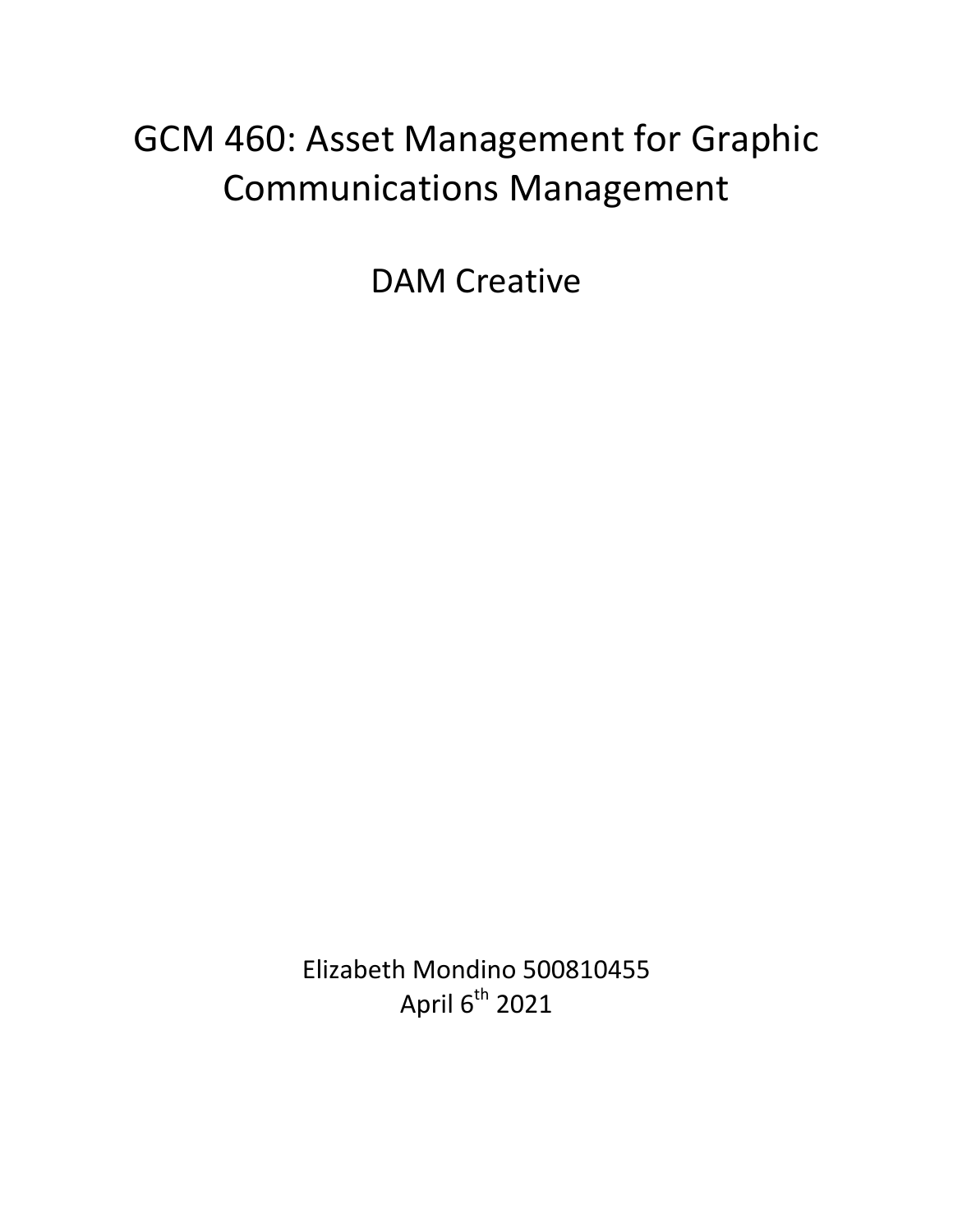# GCM 460: Asset Management for Graphic Communications Management

## DAM Creative

Elizabeth Mondino 500810455
April 6th 2021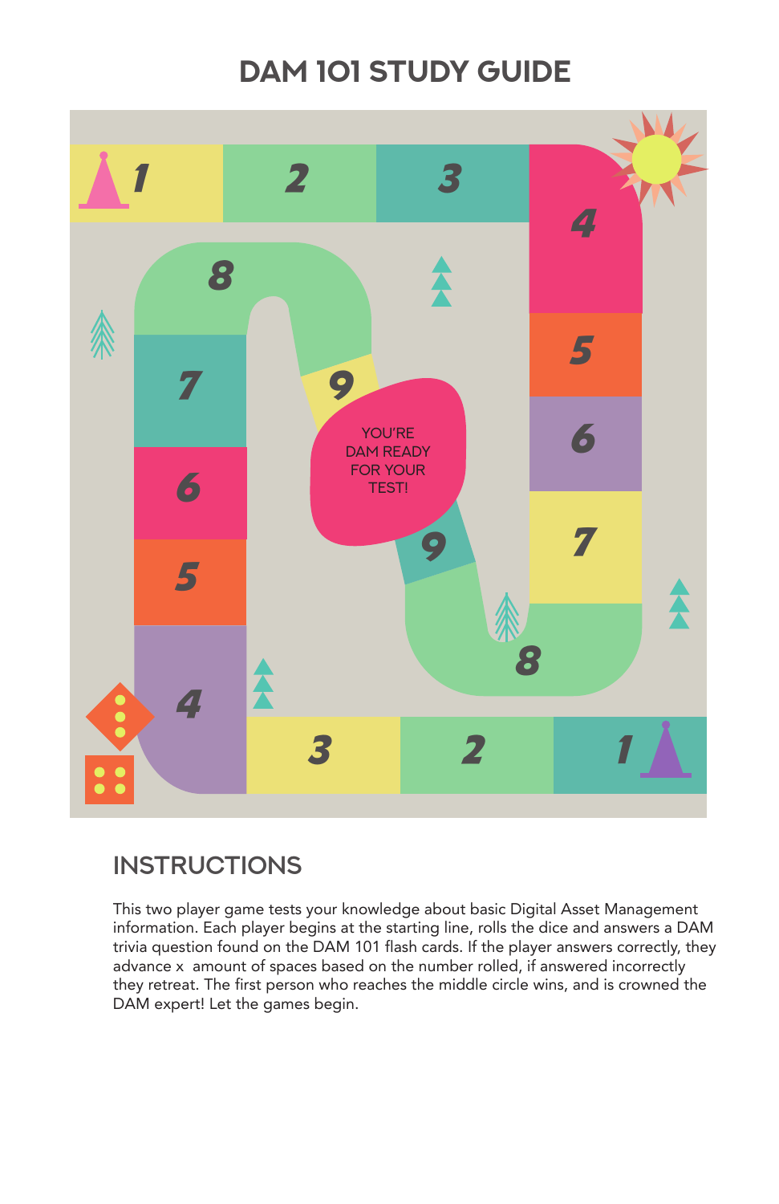# DAM 101 STUDY GUIDE

YOU'RE DAM READY FOR YOUR TEST!

## INSTRUCTIONS

This two player game tests your knowledge about basic Digital Asset Management information. Each player begins at the starting line, rolls the dice and answers a DAM trivia question found on the DAM 101 flash cards. If the player answers correctly, they advance x amount of spaces based on the number rolled, if answered incorrectly they retreat. The first person who reaches the middle circle wins, and is crowned the DAM expert! Let the games begin.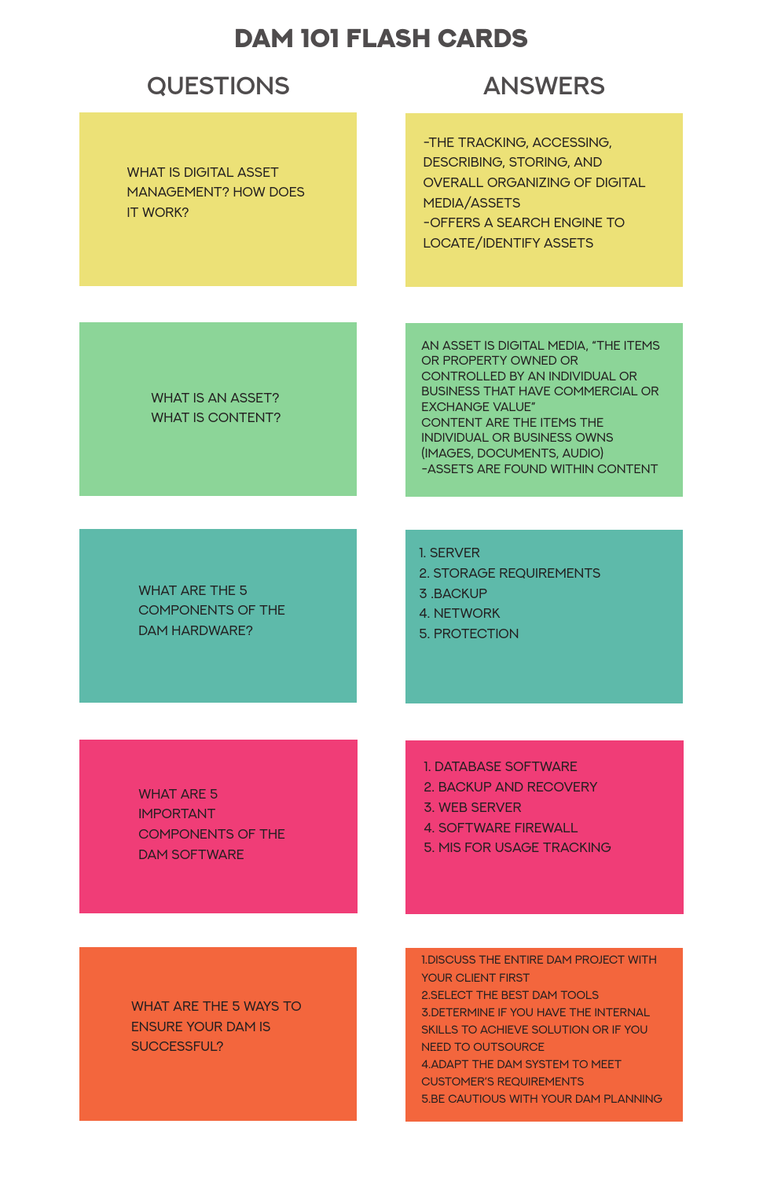# DAM 101 FLASH CARDS

| QUESTIONS | ANSWERS |
| --- | --- |
| WHAT IS DIGITAL ASSET MANAGEMENT? HOW DOES IT WORK? | -THE TRACKING, ACCESSING, DESCRIBING, STORING, AND OVERALL ORGANIZING OF DIGITAL MEDIA/ASSETS<br>-OFFERS A SEARCH ENGINE TO LOCATE/IDENTIFY ASSETS |
| WHAT IS AN ASSET? WHAT IS CONTENT? | AN ASSET IS DIGITAL MEDIA, “THE ITEMS OR PROPERTY OWNED OR CONTROLLED BY AN INDIVIDUAL OR BUSINESS THAT HAVE COMMERCIAL OR EXCHANGE VALUE”<br>CONTENT ARE THE ITEMS THE INDIVIDUAL OR BUSINESS OWNS (IMAGES, DOCUMENTS, AUDIO)<br>-ASSETS ARE FOUND WITHIN CONTENT |
| WHAT ARE THE 5 COMPONENTS OF THE DAM HARDWARE? | 1. SERVER<br>2. STORAGE REQUIREMENTS<br>3 .BACKUP<br>4. NETWORK<br>5. PROTECTION |
| WHAT ARE 5 IMPORTANT COMPONENTS OF THE DAM SOFTWARE | 1. DATABASE SOFTWARE<br>2. BACKUP AND RECOVERY<br>3. WEB SERVER<br>4. SOFTWARE FIREWALL<br>5. MIS FOR USAGE TRACKING |
| WHAT ARE THE 5 WAYS TO ENSURE YOUR DAM IS SUCCESSFUL? | 1.DISCUSS THE ENTIRE DAM PROJECT WITH YOUR CLIENT FIRST<br>2.SELECT THE BEST DAM TOOLS<br>3.DETERMINE IF YOU HAVE THE INTERNAL SKILLS TO ACHIEVE SOLUTION OR IF YOU NEED TO OUTSOURCE<br>4.ADAPT THE DAM SYSTEM TO MEET CUSTOMER'S REQUIREMENTS<br>5.BE CAUTIOUS WITH YOUR DAM PLANNING |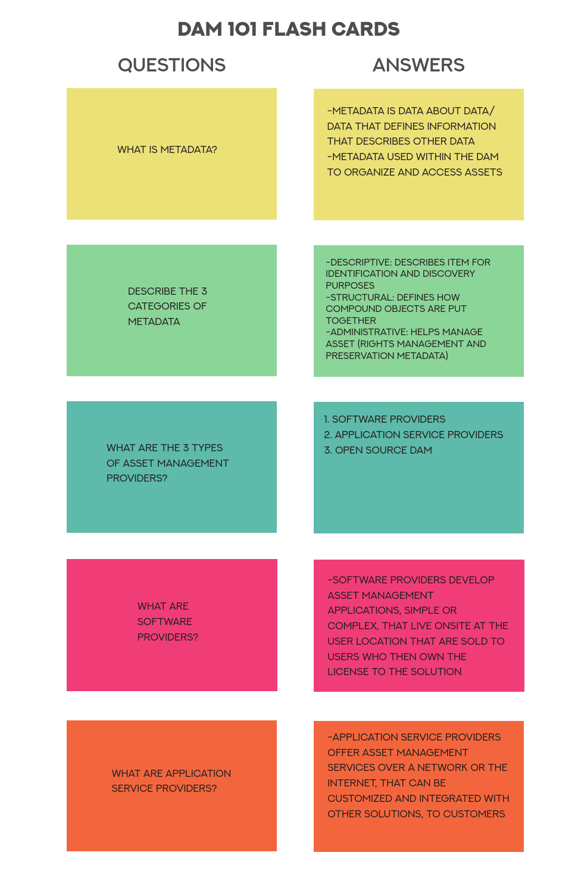# DAM 101 FLASH CARDS

| QUESTIONS | ANSWERS |
| --- | --- |
| WHAT IS METADATA? | -METADATA IS DATA ABOUT DATA/ DATA THAT DEFINES INFORMATION THAT DESCRIBES OTHER DATA<br>-METADATA USED WITHIN THE DAM TO ORGANIZE AND ACCESS ASSETS |
| DESCRIBE THE 3 CATEGORIES OF METADATA | -DESCRIPTIVE: DESCRIBES ITEM FOR IDENTIFICATION AND DISCOVERY PURPOSES<br>-STRUCTURAL: DEFINES HOW COMPOUND OBJECTS ARE PUT TOGETHER<br>-ADMINISTRATIVE: HELPS MANAGE ASSET (RIGHTS MANAGEMENT AND PRESERVATION METADATA) |
| WHAT ARE THE 3 TYPES OF ASSET MANAGEMENT PROVIDERS? | 1. SOFTWARE PROVIDERS<br>2. APPLICATION SERVICE PROVIDERS<br>3. OPEN SOURCE DAM |
| WHAT ARE SOFTWARE PROVIDERS? | -SOFTWARE PROVIDERS DEVELOP ASSET MANAGEMENT APPLICATIONS, SIMPLE OR COMPLEX, THAT LIVE ONSITE AT THE USER LOCATION THAT ARE SOLD TO USERS WHO THEN OWN THE LICENSE TO THE SOLUTION |
| WHAT ARE APPLICATION SERVICE PROVIDERS? | -APPLICATION SERVICE PROVIDERS OFFER ASSET MANAGEMENT SERVICES OVER A NETWORK OR THE INTERNET, THAT CAN BE CUSTOMIZED AND INTEGRATED WITH OTHER SOLUTIONS, TO CUSTOMERS |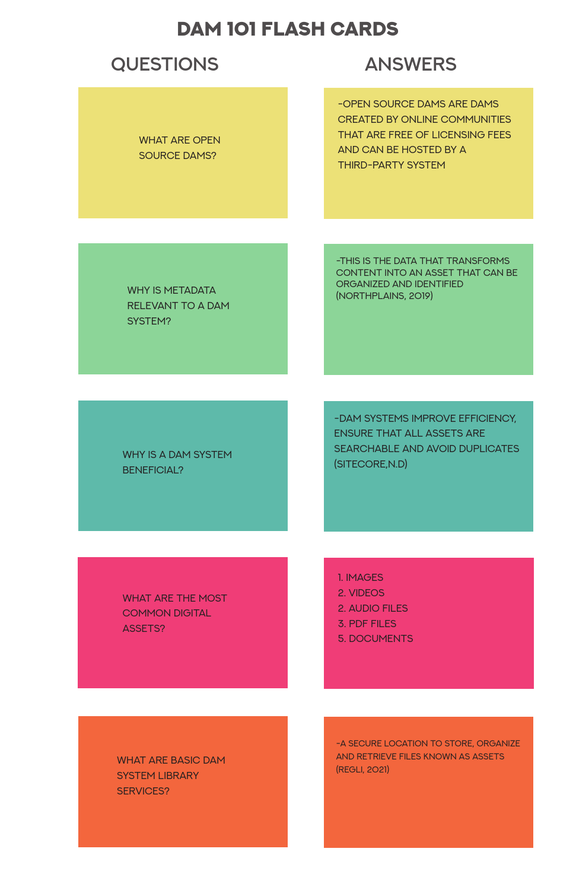# DAM 101 FLASH CARDS

| QUESTIONS | ANSWERS |
| --- | --- |
| WHAT ARE OPEN SOURCE DAMS? | -OPEN SOURCE DAMS ARE DAMS CREATED BY ONLINE COMMUNITIES THAT ARE FREE OF LICENSING FEES AND CAN BE HOSTED BY A THIRD-PARTY SYSTEM |
| WHY IS METADATA RELEVANT TO A DAM SYSTEM? | -THIS IS THE DATA THAT TRANSFORMS CONTENT INTO AN ASSET THAT CAN BE ORGANIZED AND IDENTIFIED (NORTHPLAINS, 2019) |
| WHY IS A DAM SYSTEM BENEFICIAL? | -DAM SYSTEMS IMPROVE EFFICIENCY, ENSURE THAT ALL ASSETS ARE SEARCHABLE AND AVOID DUPLICATES (SITECORE,N.D) |
| WHAT ARE THE MOST COMMON DIGITAL ASSETS? | 1. IMAGES<br>2. VIDEOS<br>2. AUDIO FILES<br>3. PDF FILES<br>5. DOCUMENTS |
| WHAT ARE BASIC DAM SYSTEM LIBRARY SERVICES? | -A SECURE LOCATION TO STORE, ORGANIZE AND RETRIEVE FILES KNOWN AS ASSETS (REGLI, 2021) |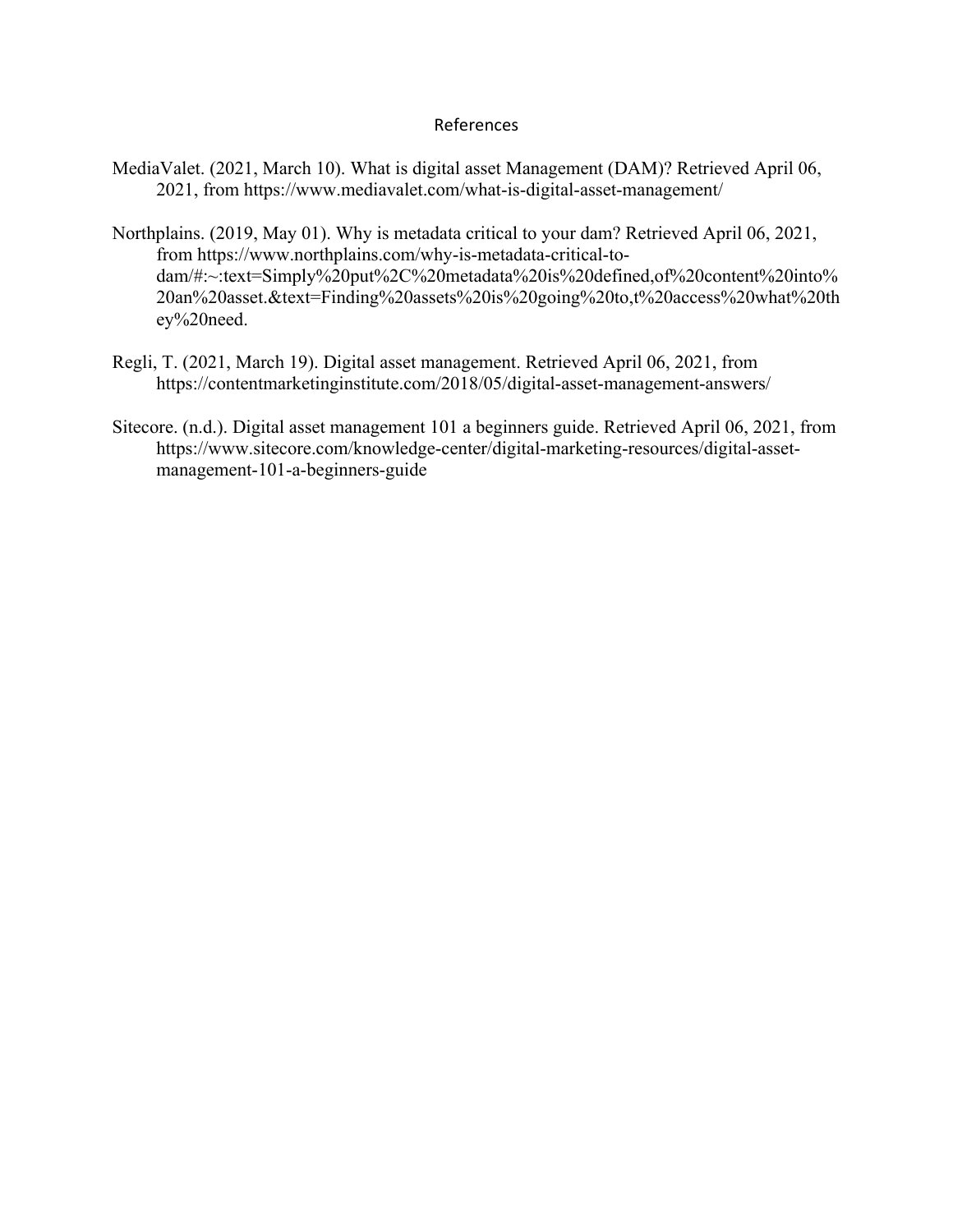# References

MediaValet. (2021, March 10). What is digital asset Management (DAM)? Retrieved April 06, 2021, from https://www.mediavalet.com/what-is-digital-asset-management/

Northplains. (2019, May 01). Why is metadata critical to your dam? Retrieved April 06, 2021, from https://www.northplains.com/why-is-metadata-critical-to-dam/#:~:text=Simply%20put%2C%20metadata%20is%20defined,of%20content%20into%20an%20asset.&text=Finding%20assets%20is%20going%20to,t%20access%20what%20they%20need.

Regli, T. (2021, March 19). Digital asset management. Retrieved April 06, 2021, from https://contentmarketinginstitute.com/2018/05/digital-asset-management-answers/

Sitecore. (n.d.). Digital asset management 101 a beginners guide. Retrieved April 06, 2021, from https://www.sitecore.com/knowledge-center/digital-marketing-resources/digital-asset-management-101-a-beginners-guide